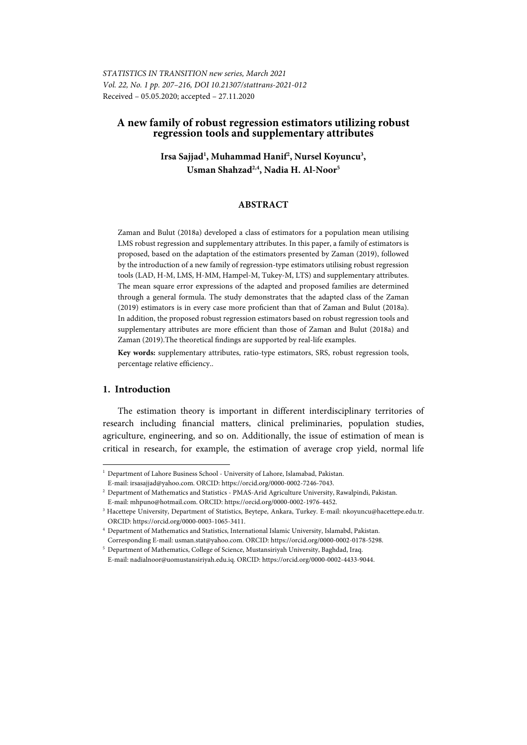*STATISTICS IN TRANSITION new series, March 2021*
*Vol. 22, No. 1 pp. 207–216, DOI 10.21307/stattrans-2021-012*
Received – 05.05.2020; accepted – 27.11.2020

# A new family of robust regression estimators utilizing robust regression tools and supplementary attributes

**Irsa Sajjad[1], Muhammad Hanif[2], Nursel Koyuncu[3], Usman Shahzad[2,4], Nadia H. Al-Noor[5]**

## ABSTRACT

Zaman and Bulut (2018a) developed a class of estimators for a population mean utilising LMS robust regression and supplementary attributes. In this paper, a family of estimators is proposed, based on the adaptation of the estimators presented by Zaman (2019), followed by the introduction of a new family of regression-type estimators utilising robust regression tools (LAD, H-M, LMS, H-MM, Hampel-M, Tukey-M, LTS) and supplementary attributes. The mean square error expressions of the adapted and proposed families are determined through a general formula. The study demonstrates that the adapted class of the Zaman (2019) estimators is in every case more proficient than that of Zaman and Bulut (2018a). In addition, the proposed robust regression estimators based on robust regression tools and supplementary attributes are more efficient than those of Zaman and Bulut (2018a) and Zaman (2019).The theoretical findings are supported by real-life examples.

**Key words:** supplementary attributes, ratio-type estimators, SRS, robust regression tools, percentage relative efficiency..

## 1. Introduction

The estimation theory is important in different interdisciplinary territories of research including financial matters, clinical preliminaries, population studies, agriculture, engineering, and so on. Additionally, the issue of estimation of mean is critical in research, for example, the estimation of average crop yield, normal life

---

[1] Department of Lahore Business School - University of Lahore, Islamabad, Pakistan. E-mail: irsasajjad@yahoo.com. ORCID: https://orcid.org/0000-0002-7246-7043.

[2] Department of Mathematics and Statistics - PMAS-Arid Agriculture University, Rawalpindi, Pakistan. E-mail: mhpuno@hotmail.com. ORCID: https://orcid.org/0000-0002-1976-4452.

[3] Hacettepe University, Department of Statistics, Beytepe, Ankara, Turkey. E-mail: nkoyuncu@hacettepe.edu.tr. ORCID: https://orcid.org/0000-0003-1065-3411.

[4] Department of Mathematics and Statistics, International Islamic University, Islamabd, Pakistan. Corresponding E-mail: usman.stat@yahoo.com. ORCID: https://orcid.org/0000-0002-0178-5298.

[5] Department of Mathematics, College of Science, Mustansiriyah University, Baghdad, Iraq. E-mail: nadialnoor@uomustansiriyah.edu.iq. ORCID: https://orcid.org/0000-0002-4433-9044.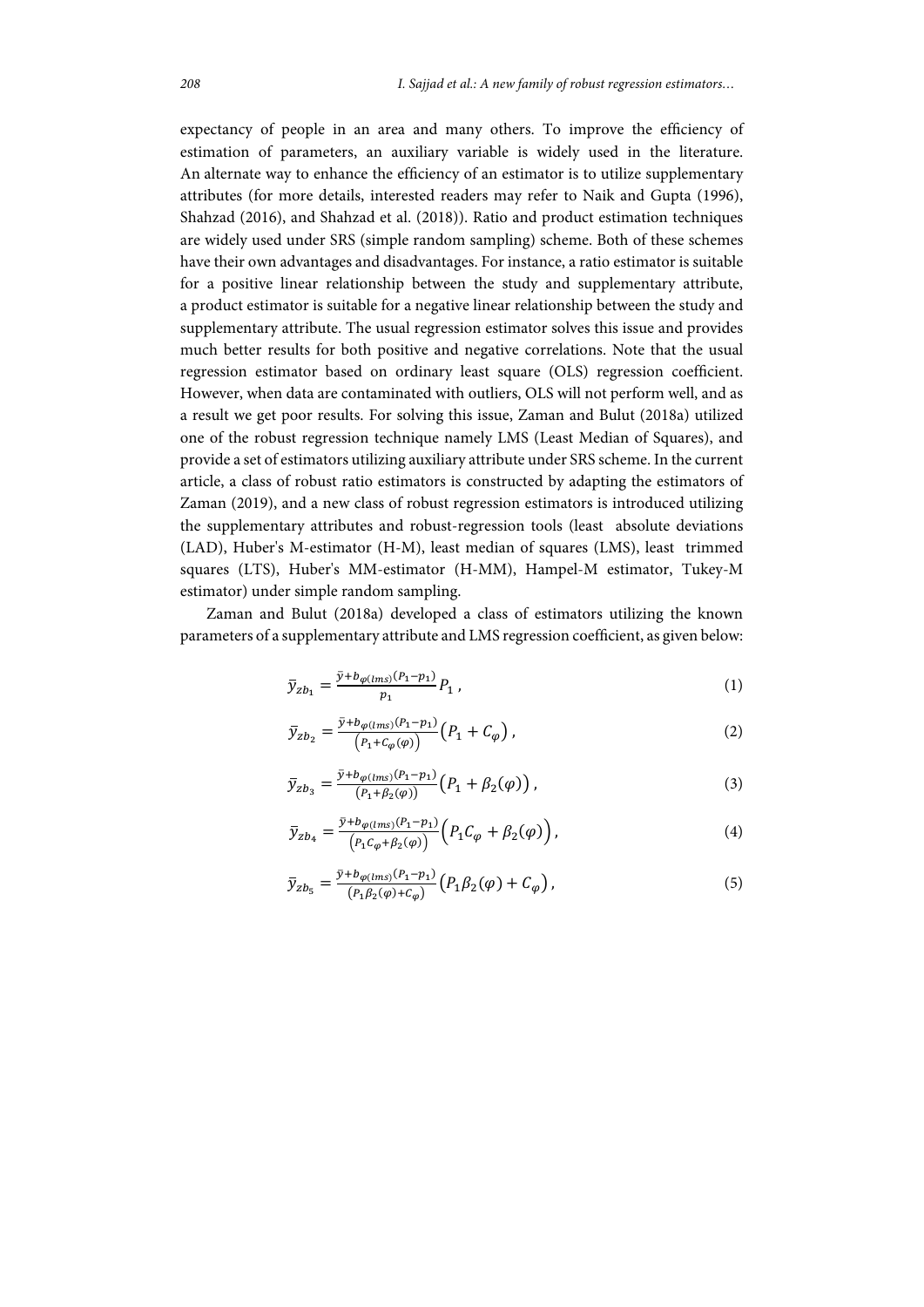expectancy of people in an area and many others. To improve the efficiency of estimation of parameters, an auxiliary variable is widely used in the literature. An alternate way to enhance the efficiency of an estimator is to utilize supplementary attributes (for more details, interested readers may refer to Naik and Gupta (1996), Shahzad (2016), and Shahzad et al. (2018)). Ratio and product estimation techniques are widely used under SRS (simple random sampling) scheme. Both of these schemes have their own advantages and disadvantages. For instance, a ratio estimator is suitable for a positive linear relationship between the study and supplementary attribute, a product estimator is suitable for a negative linear relationship between the study and supplementary attribute. The usual regression estimator solves this issue and provides much better results for both positive and negative correlations. Note that the usual regression estimator based on ordinary least square (OLS) regression coefficient. However, when data are contaminated with outliers, OLS will not perform well, and as a result we get poor results. For solving this issue, Zaman and Bulut (2018a) utilized one of the robust regression technique namely LMS (Least Median of Squares), and provide a set of estimators utilizing auxiliary attribute under SRS scheme. In the current article, a class of robust ratio estimators is constructed by adapting the estimators of Zaman (2019), and a new class of robust regression estimators is introduced utilizing the supplementary attributes and robust-regression tools (least absolute deviations (LAD), Huber's M-estimator (H-M), least median of squares (LMS), least trimmed squares (LTS), Huber's MM-estimator (H-MM), Hampel-M estimator, Tukey-M estimator) under simple random sampling.

Zaman and Bulut (2018a) developed a class of estimators utilizing the known parameters of a supplementary attribute and LMS regression coefficient, as given below:

$$\bar{y}_{zb_1} = \frac{\bar{y}+b_{\varphi(lms)}(P_1-p_1)}{p_1} P_1 \,, \tag{1}$$

$$\bar{y}_{zb_2} = \frac{\bar{y}+b_{\varphi(lms)}(P_1-p_1)}{\left(P_1+C_{\varphi}(\varphi)\right)} \left(P_1 + C_{\varphi}\right), \tag{2}$$

$$\bar{y}_{zb_3} = \frac{\bar{y}+b_{\varphi(lms)}(P_1-p_1)}{\left(P_1+\beta_2(\varphi)\right)} \left(P_1 + \beta_2(\varphi)\right), \tag{3}$$

$$\bar{y}_{zb_4} = \frac{\bar{y}+b_{\varphi(lms)}(P_1-p_1)}{\left(P_1 C_{\varphi}+\beta_2(\varphi)\right)} \left(P_1 C_{\varphi} + \beta_2(\varphi)\right), \tag{4}$$

$$\bar{y}_{zb_5} = \frac{\bar{y}+b_{\varphi(lms)}(P_1-p_1)}{\left(P_1 \beta_2(\varphi)+C_{\varphi}\right)} \left(P_1 \beta_2(\varphi) + C_{\varphi}\right), \tag{5}$$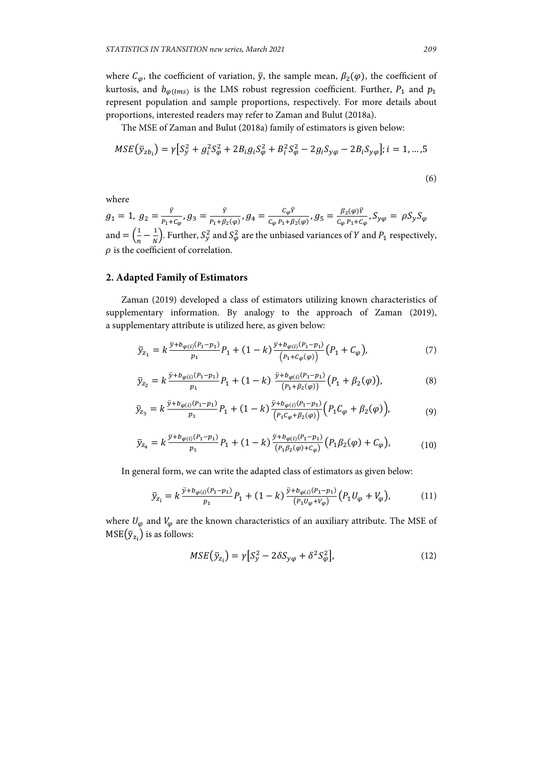where $C_{\varphi}$, the coefficient of variation, $\bar{y}$, the sample mean, $\beta_2(\varphi)$, the coefficient of kurtosis, and $b_{\varphi(lms)}$ is the LMS robust regression coefficient. Further, $P_1$ and $p_1$ represent population and sample proportions, respectively. For more details about proportions, interested readers may refer to Zaman and Bulut (2018a).

The MSE of Zaman and Bulut (2018a) family of estimators is given below:

$$MSE\left(\bar{y}_{zb_i}\right) = \gamma\left[S_y^2 + g_i^2 S_{\varphi}^2 + 2B_i g_i S_{\varphi}^2 + B_i^2 S_{\varphi}^2 - 2g_i S_{y\varphi} - 2B_i S_{y\varphi}\right]; i = 1, \ldots, 5 \tag{6}$$

where

$g_1 = 1,\ g_2 = \frac{\bar{Y}}{P_1 + C_{\varphi}}, g_3 = \frac{\bar{Y}}{P_1 + \beta_2(\varphi)}, g_4 = \frac{C_{\varphi}\bar{Y}}{C_{\varphi}\, P_1 + \beta_2(\varphi)}, g_5 = \frac{\beta_2(\varphi)\bar{Y}}{C_{\varphi}\, P_1 + C_{\varphi}}, S_{y\varphi} = \rho S_y S_{\varphi}$ and $= \left(\frac{1}{n} - \frac{1}{N}\right)$. Further, $S_y^2$ and $S_{\varphi}^2$ are the unbiased variances of $Y$ and $P_1$ respectively, $\rho$ is the coefficient of correlation.

## 2. Adapted Family of Estimators

Zaman (2019) developed a class of estimators utilizing known characteristics of supplementary information. By analogy to the approach of Zaman (2019), a supplementary attribute is utilized here, as given below:

$$\bar{y}_{z_1} = k\frac{\bar{y} + b_{\varphi(i)}(P_1 - p_1)}{p_1}P_1 + (1-k)\frac{\bar{y} + b_{\varphi(i)}(P_1 - p_1)}{\left(P_1 + C_{\varphi}(\varphi)\right)}\left(P_1 + C_{\varphi}\right), \tag{7}$$

$$\bar{y}_{z_2} = k\frac{\bar{y} + b_{\varphi(i)}(P_1 - p_1)}{p_1}P_1 + (1-k)\ \frac{\bar{y} + b_{\varphi(i)}(P_1 - p_1)}{(P_1 + \beta_2(\varphi))}\left(P_1 + \beta_2(\varphi)\right), \tag{8}$$

$$\bar{y}_{z_3} = k\frac{\bar{y} + b_{\varphi(i)}(P_1 - p_1)}{p_1}P_1 + (1-k)\frac{\bar{y} + b_{\varphi(i)}(P_1 - p_1)}{\left(P_1 C_{\varphi} + \beta_2(\varphi)\right)}\left(P_1 C_{\varphi} + \beta_2(\varphi)\right), \tag{9}$$

$$\bar{y}_{z_4} = k\frac{\bar{y} + b_{\varphi(i)}(P_1 - p_1)}{p_1}P_1 + (1-k)\frac{\bar{y} + b_{\varphi(i)}(P_1 - p_1)}{(P_1 \beta_2(\varphi) + C_{\varphi})}\left(P_1 \beta_2(\varphi) + C_{\varphi}\right), \tag{10}$$

In general form, we can write the adapted class of estimators as given below:

$$\bar{y}_{z_i} = k\frac{\bar{y} + b_{\varphi(i)}(P_1 - p_1)}{p_1}P_1 + (1-k)\frac{\bar{y} + b_{\varphi(i)}(P_1 - p_1)}{(P_1 U_{\varphi} + V_{\varphi})}\left(P_1 U_{\varphi} + V_{\varphi}\right), \tag{11}$$

where $U_{\varphi}$ and $V_{\varphi}$ are the known characteristics of an auxiliary attribute. The MSE of $\mathrm{MSE}\left(\bar{y}_{z_i}\right)$ is as follows:

$$MSE\left(\bar{y}_{z_i}\right) = \gamma\left[S_y^2 - 2\delta S_{y\varphi} + \delta^2 S_{\varphi}^2\right], \tag{12}$$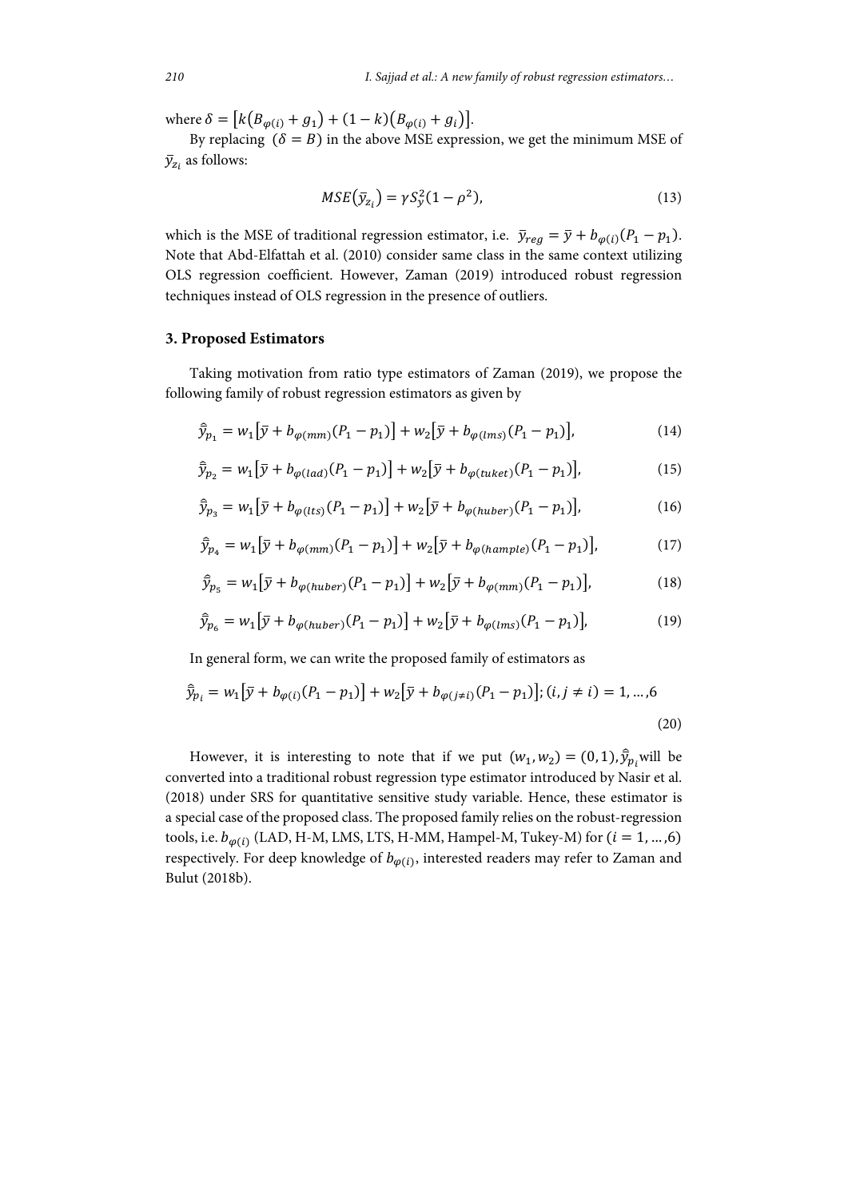where $\delta = \left[k\left(B_{\varphi(i)} + g_1\right) + (1-k)\left(B_{\varphi(i)} + g_i\right)\right]$.

By replacing $(\delta = B)$ in the above MSE expression, we get the minimum MSE of $\bar{y}_{z_i}$ as follows:

$$MSE\left(\bar{y}_{z_i}\right) = \gamma S_y^2 (1 - \rho^2), \tag{13}$$

which is the MSE of traditional regression estimator, i.e. $\bar{y}_{reg} = \bar{y} + b_{\varphi(i)}(P_1 - p_1)$. Note that Abd-Elfattah et al. (2010) consider same class in the same context utilizing OLS regression coefficient. However, Zaman (2019) introduced robust regression techniques instead of OLS regression in the presence of outliers.

## 3. Proposed Estimators

Taking motivation from ratio type estimators of Zaman (2019), we propose the following family of robust regression estimators as given by

$$\hat{\bar{y}}_{p_1} = w_1\left[\bar{y} + b_{\varphi(mm)}(P_1 - p_1)\right] + w_2\left[\bar{y} + b_{\varphi(lms)}(P_1 - p_1)\right], \tag{14}$$

$$\hat{\bar{y}}_{p_2} = w_1\left[\bar{y} + b_{\varphi(lad)}(P_1 - p_1)\right] + w_2\left[\bar{y} + b_{\varphi(tuket)}(P_1 - p_1)\right], \tag{15}$$

$$\hat{\bar{y}}_{p_3} = w_1\left[\bar{y} + b_{\varphi(lts)}(P_1 - p_1)\right] + w_2\left[\bar{y} + b_{\varphi(huber)}(P_1 - p_1)\right], \tag{16}$$

$$\hat{\bar{y}}_{p_4} = w_1\left[\bar{y} + b_{\varphi(mm)}(P_1 - p_1)\right] + w_2\left[\bar{y} + b_{\varphi(hample)}(P_1 - p_1)\right], \tag{17}$$

$$\hat{\bar{y}}_{p_5} = w_1\left[\bar{y} + b_{\varphi(huber)}(P_1 - p_1)\right] + w_2\left[\bar{y} + b_{\varphi(mm)}(P_1 - p_1)\right], \tag{18}$$

$$\hat{\bar{y}}_{p_6} = w_1\left[\bar{y} + b_{\varphi(huber)}(P_1 - p_1)\right] + w_2\left[\bar{y} + b_{\varphi(lms)}(P_1 - p_1)\right], \tag{19}$$

In general form, we can write the proposed family of estimators as

$$\hat{\bar{y}}_{p_i} = w_1\left[\bar{y} + b_{\varphi(i)}(P_1 - p_1)\right] + w_2\left[\bar{y} + b_{\varphi(j \neq i)}(P_1 - p_1)\right]; (i, j \neq i) = 1, \ldots, 6 \tag{20}$$

However, it is interesting to note that if we put $(w_1, w_2) = (0, 1)$, $\hat{\bar{y}}_{p_i}$ will be converted into a traditional robust regression type estimator introduced by Nasir et al. (2018) under SRS for quantitative sensitive study variable. Hence, these estimator is a special case of the proposed class. The proposed family relies on the robust-regression tools, i.e. $b_{\varphi(i)}$ (LAD, H-M, LMS, LTS, H-MM, Hampel-M, Tukey-M) for $(i = 1, \ldots, 6)$ respectively. For deep knowledge of $b_{\varphi(i)}$, interested readers may refer to Zaman and Bulut (2018b).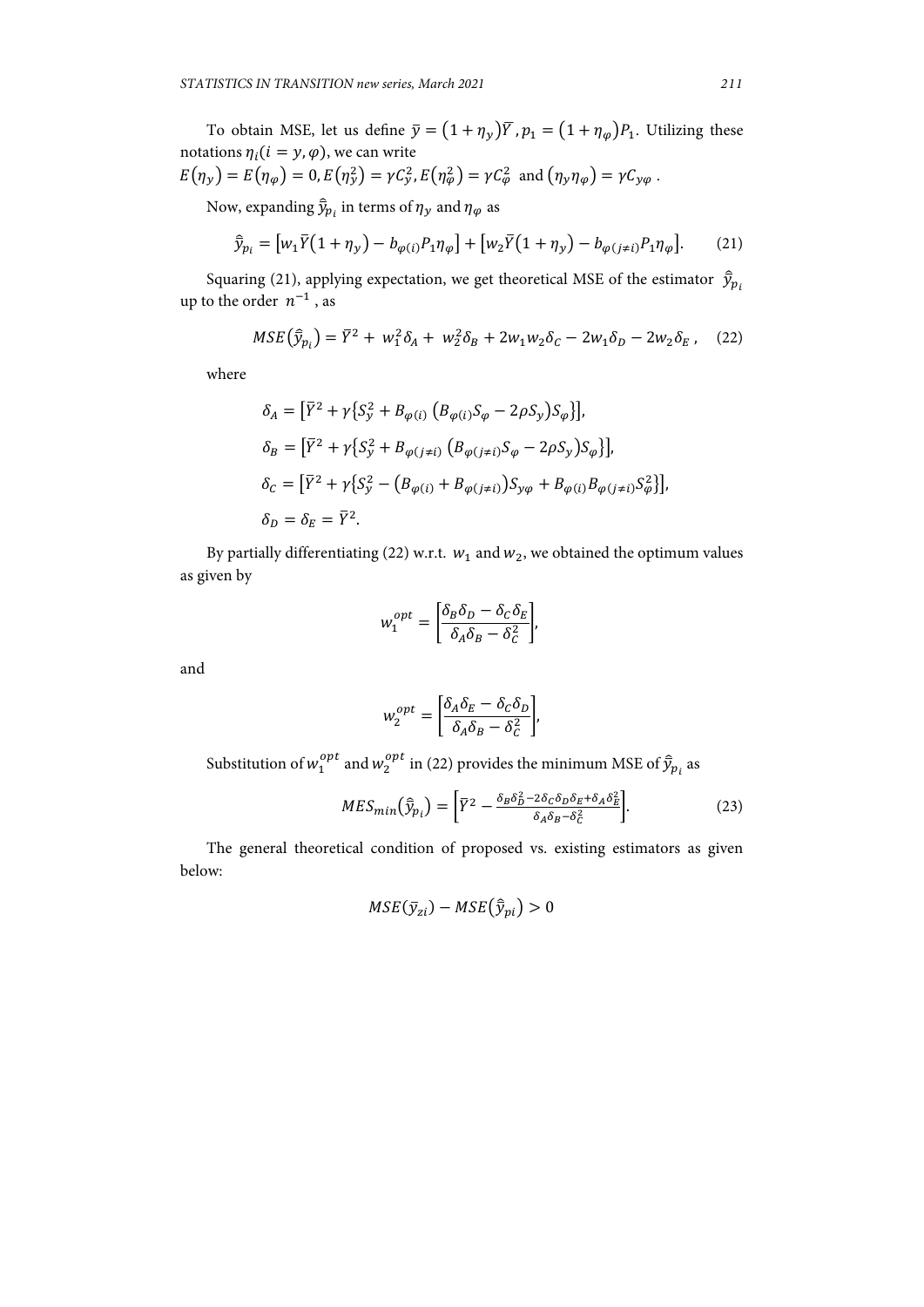To obtain MSE, let us define $\bar{y} = (1+\eta_y)\bar{Y}$, $p_1 = (1+\eta_\varphi)P_1$. Utilizing these notations $\eta_i (i = y, \varphi)$, we can write

$E(\eta_y) = E(\eta_\varphi) = 0, E(\eta_y^2) = \gamma C_y^2, E(\eta_\varphi^2) = \gamma C_\varphi^2$ and $(\eta_y \eta_\varphi) = \gamma C_{y\varphi}$ .

Now, expanding $\hat{\bar{y}}_{p_i}$ in terms of $\eta_y$ and $\eta_\varphi$ as

$$\hat{\bar{y}}_{p_i} = \left[w_1 \bar{Y}(1+\eta_y) - b_{\varphi(i)} P_1 \eta_\varphi\right] + \left[w_2 \bar{Y}(1+\eta_y) - b_{\varphi(j \neq i)} P_1 \eta_\varphi\right]. \tag{21}$$

Squaring (21), applying expectation, we get theoretical MSE of the estimator $\hat{\bar{y}}_{p_i}$ up to the order $n^{-1}$ , as

$$MSE(\hat{\bar{y}}_{p_i}) = \bar{Y}^2 + w_1^2 \delta_A + w_2^2 \delta_B + 2 w_1 w_2 \delta_C - 2 w_1 \delta_D - 2 w_2 \delta_E , \tag{22}$$

where

$$\delta_A = \left[\bar{Y}^2 + \gamma\left\{S_y^2 + B_{\varphi(i)}\left(B_{\varphi(i)} S_\varphi - 2\rho S_y\right) S_\varphi\right\}\right],$$

$$\delta_B = \left[\bar{Y}^2 + \gamma\left\{S_y^2 + B_{\varphi(j \neq i)}\left(B_{\varphi(j \neq i)} S_\varphi - 2\rho S_y\right) S_\varphi\right\}\right],$$

$$\delta_C = \left[\bar{Y}^2 + \gamma\left\{S_y^2 - \left(B_{\varphi(i)} + B_{\varphi(j \neq i)}\right) S_{y\varphi} + B_{\varphi(i)} B_{\varphi(j \neq i)} S_\varphi^2\right\}\right],$$

$$\delta_D = \delta_E = \bar{Y}^2.$$

By partially differentiating (22) w.r.t. $w_1$ and $w_2$, we obtained the optimum values as given by

$$w_1^{opt} = \left[\frac{\delta_B \delta_D - \delta_C \delta_E}{\delta_A \delta_B - \delta_C^2}\right],$$

and

$$w_2^{opt} = \left[\frac{\delta_A \delta_E - \delta_C \delta_D}{\delta_A \delta_B - \delta_C^2}\right],$$

Substitution of $w_1^{opt}$ and $w_2^{opt}$ in (22) provides the minimum MSE of $\hat{\bar{y}}_{p_i}$ as

$$MES_{min}(\hat{\bar{y}}_{p_i}) = \left[\bar{Y}^2 - \frac{\delta_B \delta_D^2 - 2\delta_C \delta_D \delta_E + \delta_A \delta_E^2}{\delta_A \delta_B - \delta_C^2}\right]. \tag{23}$$

The general theoretical condition of proposed vs. existing estimators as given below:

$$MSE(\bar{y}_{zi}) - MSE(\hat{\bar{y}}_{pi}) > 0$$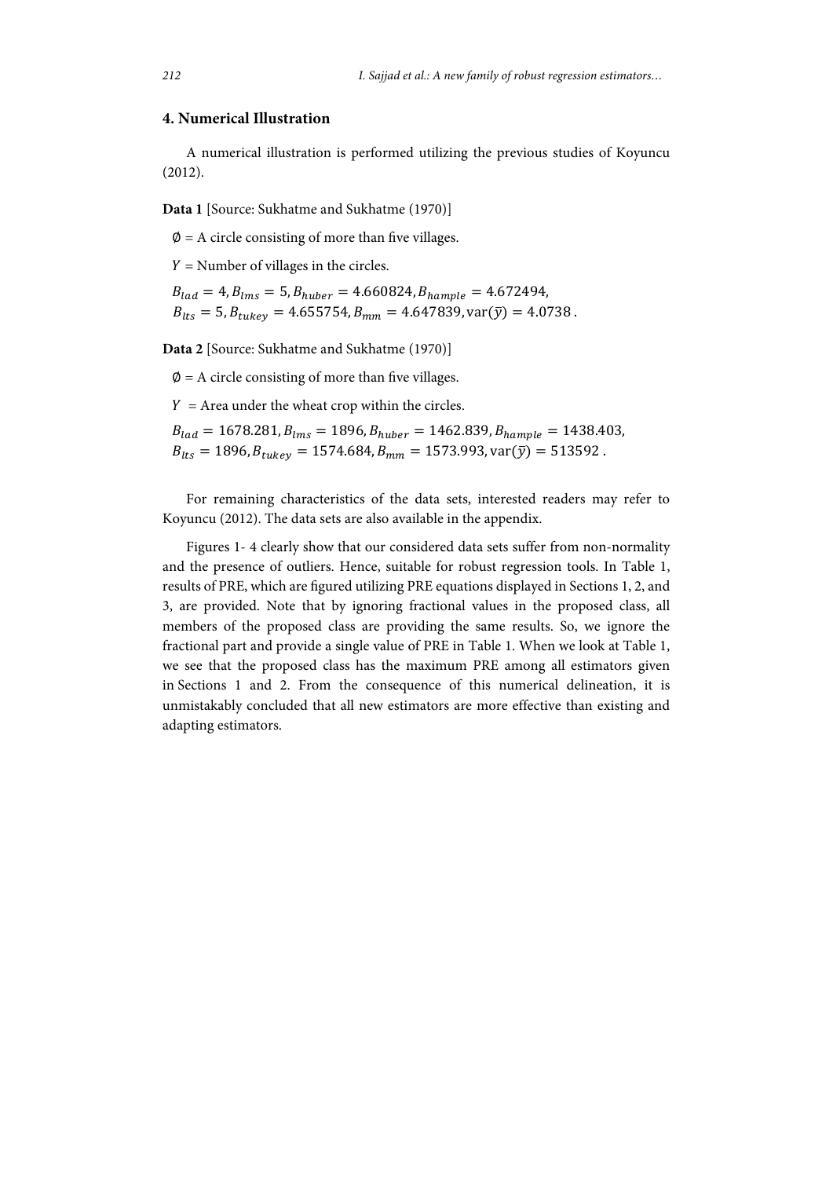## 4. Numerical Illustration

A numerical illustration is performed utilizing the previous studies of Koyuncu (2012).

**Data 1** [Source: Sukhatme and Sukhatme (1970)]

$\emptyset$ = A circle consisting of more than five villages.

$Y$ = Number of villages in the circles.

$B_{lad} = 4, B_{lms} = 5, B_{huber} = 4.660824, B_{hample} = 4.672494,$
$B_{lts} = 5, B_{tukey} = 4.655754, B_{mm} = 4.647839, \text{var}(\bar{y}) = 4.0738$.

**Data 2** [Source: Sukhatme and Sukhatme (1970)]

$\emptyset$ = A circle consisting of more than five villages.

$Y$ = Area under the wheat crop within the circles.

$B_{lad} = 1678.281, B_{lms} = 1896, B_{huber} = 1462.839, B_{hample} = 1438.403,$
$B_{lts} = 1896, B_{tukey} = 1574.684, B_{mm} = 1573.993, \text{var}(\bar{y}) = 513592$.

For remaining characteristics of the data sets, interested readers may refer to Koyuncu (2012). The data sets are also available in the appendix.

Figures 1- 4 clearly show that our considered data sets suffer from non-normality and the presence of outliers. Hence, suitable for robust regression tools. In Table 1, results of PRE, which are figured utilizing PRE equations displayed in Sections 1, 2, and 3, are provided. Note that by ignoring fractional values in the proposed class, all members of the proposed class are providing the same results. So, we ignore the fractional part and provide a single value of PRE in Table 1. When we look at Table 1, we see that the proposed class has the maximum PRE among all estimators given in Sections 1 and 2. From the consequence of this numerical delineation, it is unmistakably concluded that all new estimators are more effective than existing and adapting estimators.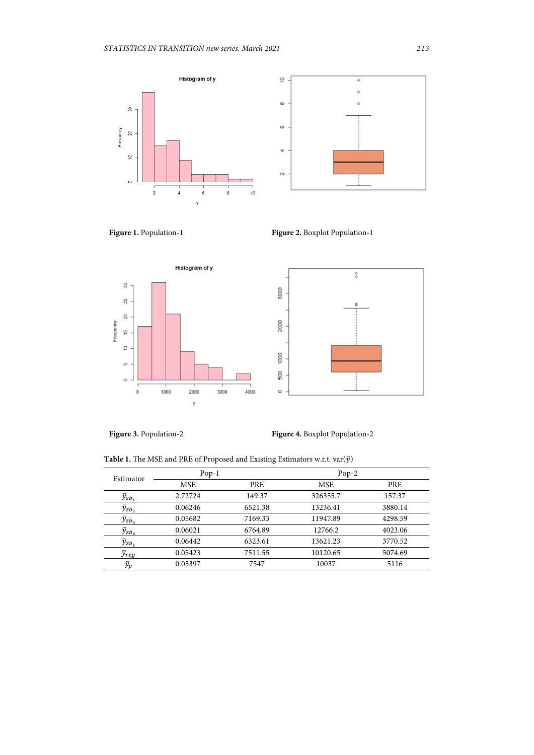**Figure 1.** Population-1

**Figure 2.** Boxplot Population-1

**Figure 3.** Population-2

**Figure 4.** Boxplot Population-2

**Table 1.** The MSE and PRE of Proposed and Existing Estimators w.r.t. var($\bar{y}$)

| Estimator | Pop-1 | | Pop-2 | |
|---|---|---|---|---|
| | MSE | PRE | MSE | PRE |
| $\bar{y}_{zb_1}$ | 2.72724 | 149.37 | 326355.7 | 157.37 |
| $\bar{y}_{zb_2}$ | 0.06246 | 6521.38 | 13236.41 | 3880.14 |
| $\bar{y}_{zb_3}$ | 0.05682 | 7169.33 | 11947.89 | 4298.59 |
| $\bar{y}_{zb_4}$ | 0.06021 | 6764.89 | 12766.2 | 4023.06 |
| $\bar{y}_{zb_5}$ | 0.06442 | 6323.61 | 13621.23 | 3770.52 |
| $\bar{y}_{reg}$ | 0.05423 | 7511.55 | 10120.65 | 5074.69 |
| $\bar{y}_{p}$ | 0.05397 | 7547 | 10037 | 5116 |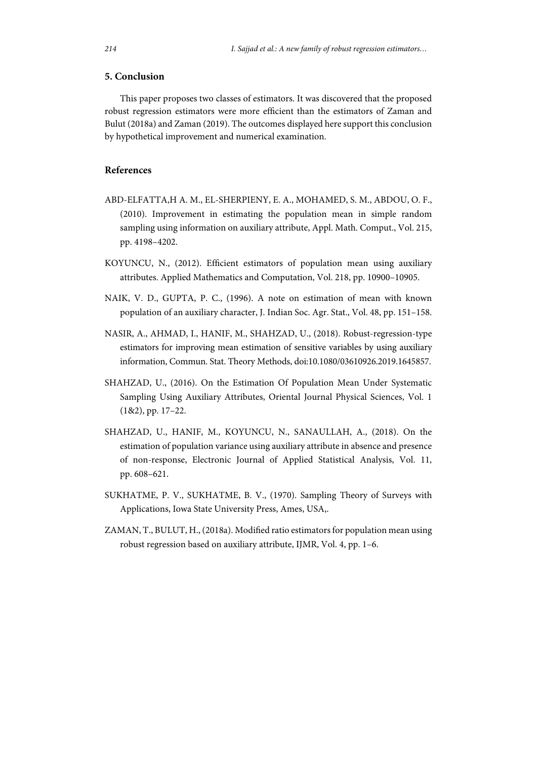## 5. Conclusion

This paper proposes two classes of estimators. It was discovered that the proposed robust regression estimators were more efficient than the estimators of Zaman and Bulut (2018a) and Zaman (2019). The outcomes displayed here support this conclusion by hypothetical improvement and numerical examination.

## References

ABD-ELFATTA,H A. M., EL-SHERPIENY, E. A., MOHAMED, S. M., ABDOU, O. F., (2010). Improvement in estimating the population mean in simple random sampling using information on auxiliary attribute, Appl. Math. Comput., Vol. 215, pp. 4198–4202.

KOYUNCU, N., (2012). Efficient estimators of population mean using auxiliary attributes. Applied Mathematics and Computation, Vol. 218, pp. 10900–10905.

NAIK, V. D., GUPTA, P. C., (1996). A note on estimation of mean with known population of an auxiliary character, J. Indian Soc. Agr. Stat., Vol. 48, pp. 151–158.

NASIR, A., AHMAD, I., HANIF, M., SHAHZAD, U., (2018). Robust-regression-type estimators for improving mean estimation of sensitive variables by using auxiliary information, Commun. Stat. Theory Methods, doi:10.1080/03610926.2019.1645857.

SHAHZAD, U., (2016). On the Estimation Of Population Mean Under Systematic Sampling Using Auxiliary Attributes, Oriental Journal Physical Sciences, Vol. 1 (1&2), pp. 17–22.

SHAHZAD, U., HANIF, M., KOYUNCU, N., SANAULLAH, A., (2018). On the estimation of population variance using auxiliary attribute in absence and presence of non-response, Electronic Journal of Applied Statistical Analysis, Vol. 11, pp. 608–621.

SUKHATME, P. V., SUKHATME, B. V., (1970). Sampling Theory of Surveys with Applications, Iowa State University Press, Ames, USA,.

ZAMAN, T., BULUT, H., (2018a). Modified ratio estimators for population mean using robust regression based on auxiliary attribute, IJMR, Vol. 4, pp. 1–6.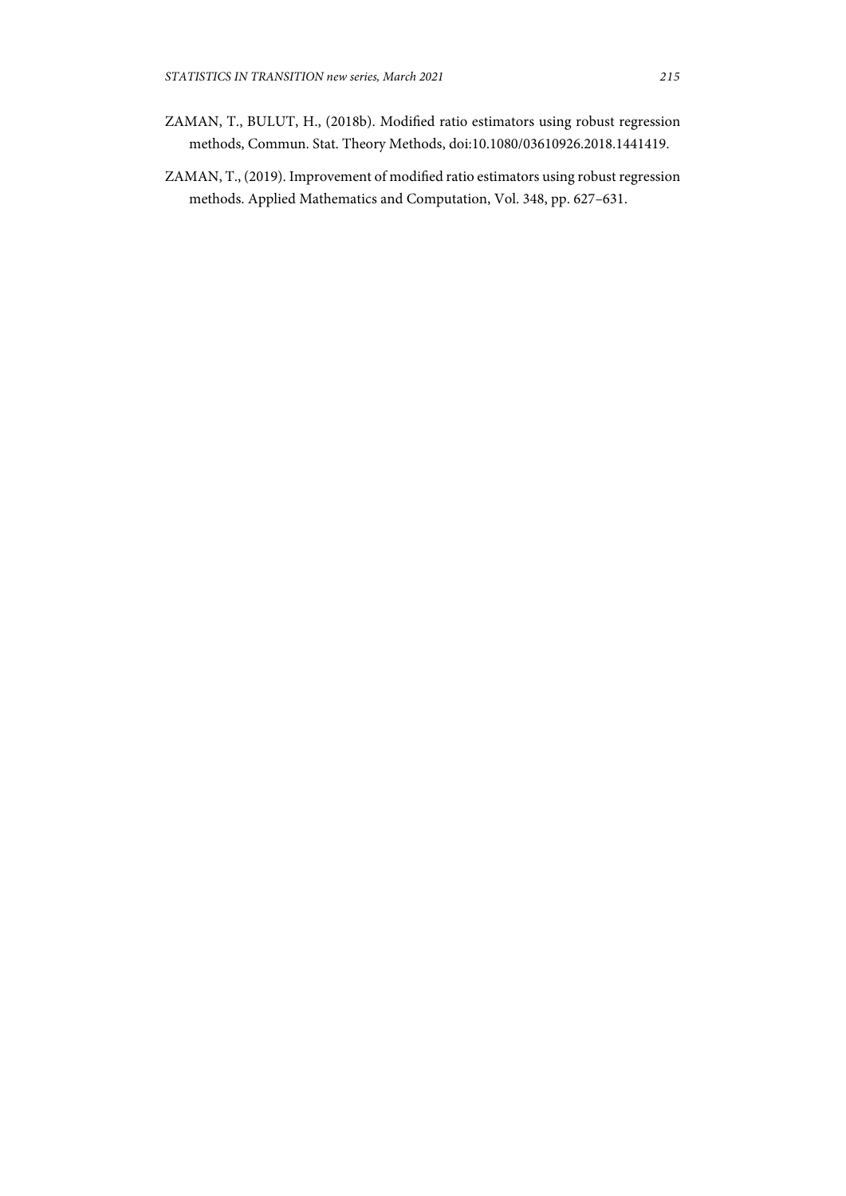ZAMAN, T., BULUT, H., (2018b). Modified ratio estimators using robust regression methods, Commun. Stat. Theory Methods, doi:10.1080/03610926.2018.1441419.

ZAMAN, T., (2019). Improvement of modified ratio estimators using robust regression methods. Applied Mathematics and Computation, Vol. 348, pp. 627–631.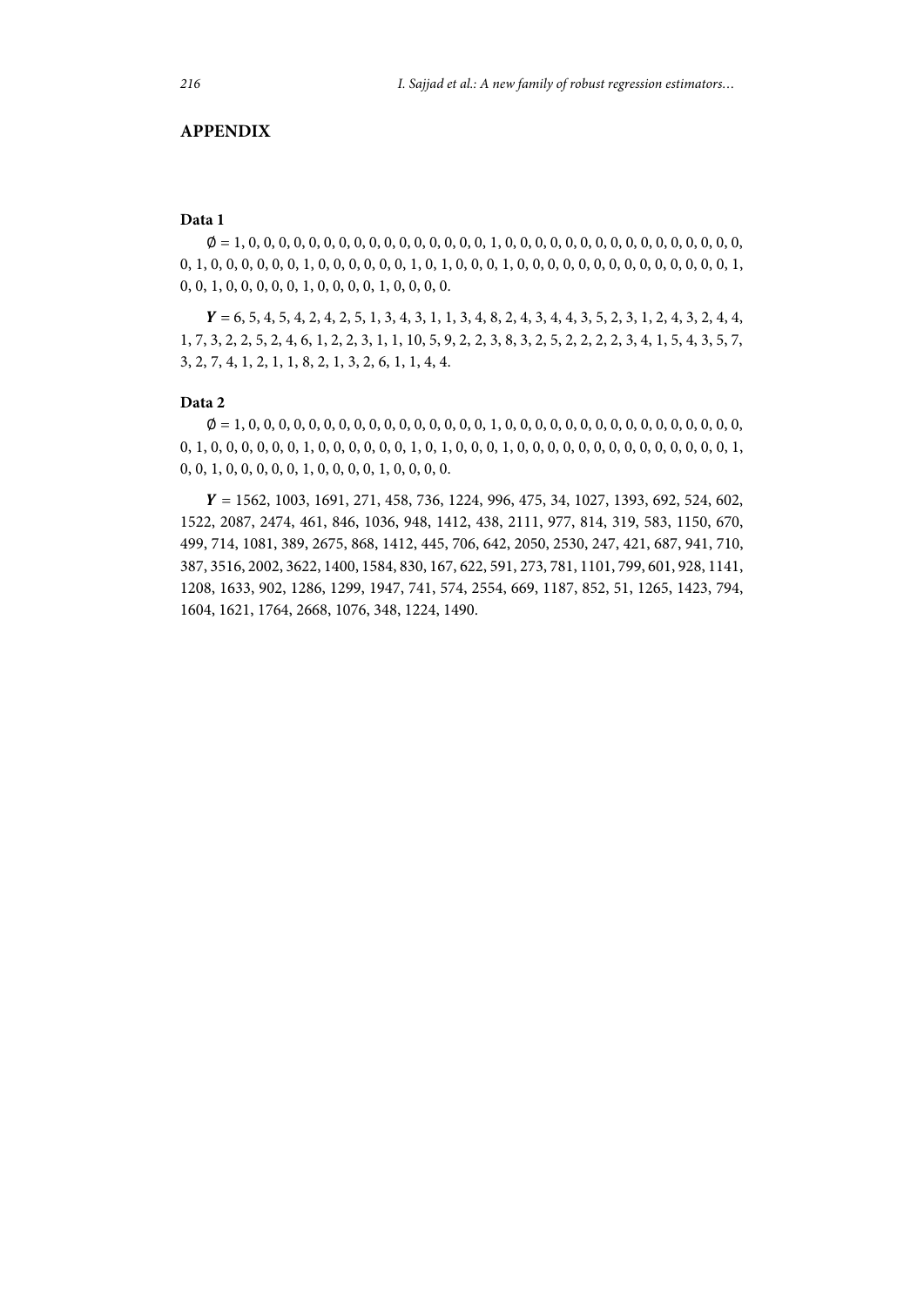## APPENDIX

### Data 1

$\emptyset$ = 1, 0, 0, 0, 0, 0, 0, 0, 0, 0, 0, 0, 0, 0, 0, 0, 0, 0, 1, 0, 0, 0, 0, 0, 0, 0, 0, 0, 0, 0, 0, 0, 0, 0, 0, 0, 1, 0, 0, 0, 0, 0, 0, 1, 0, 0, 0, 0, 0, 0, 1, 0, 1, 0, 0, 0, 1, 0, 0, 0, 0, 0, 0, 0, 0, 0, 0, 0, 0, 0, 0, 1, 0, 0, 1, 0, 0, 0, 0, 0, 1, 0, 0, 0, 0, 1, 0, 0, 0, 0.

$\boldsymbol{Y}$ = 6, 5, 4, 5, 4, 2, 4, 2, 5, 1, 3, 4, 3, 1, 1, 3, 4, 8, 2, 4, 3, 4, 4, 3, 5, 2, 3, 1, 2, 4, 3, 2, 4, 4, 1, 7, 3, 2, 2, 5, 2, 4, 6, 1, 2, 2, 3, 1, 1, 10, 5, 9, 2, 2, 3, 8, 3, 2, 5, 2, 2, 2, 2, 3, 4, 1, 5, 4, 3, 5, 7, 3, 2, 7, 4, 1, 2, 1, 1, 8, 2, 1, 3, 2, 6, 1, 1, 4, 4.

### Data 2

$\emptyset$ = 1, 0, 0, 0, 0, 0, 0, 0, 0, 0, 0, 0, 0, 0, 0, 0, 0, 0, 1, 0, 0, 0, 0, 0, 0, 0, 0, 0, 0, 0, 0, 0, 0, 0, 0, 0, 1, 0, 0, 0, 0, 0, 0, 1, 0, 0, 0, 0, 0, 0, 1, 0, 1, 0, 0, 0, 1, 0, 0, 0, 0, 0, 0, 0, 0, 0, 0, 0, 0, 0, 0, 1, 0, 0, 1, 0, 0, 0, 0, 0, 1, 0, 0, 0, 0, 1, 0, 0, 0, 0.

$\boldsymbol{Y}$ = 1562, 1003, 1691, 271, 458, 736, 1224, 996, 475, 34, 1027, 1393, 692, 524, 602, 1522, 2087, 2474, 461, 846, 1036, 948, 1412, 438, 2111, 977, 814, 319, 583, 1150, 670, 499, 714, 1081, 389, 2675, 868, 1412, 445, 706, 642, 2050, 2530, 247, 421, 687, 941, 710, 387, 3516, 2002, 3622, 1400, 1584, 830, 167, 622, 591, 273, 781, 1101, 799, 601, 928, 1141, 1208, 1633, 902, 1286, 1299, 1947, 741, 574, 2554, 669, 1187, 852, 51, 1265, 1423, 794, 1604, 1621, 1764, 2668, 1076, 348, 1224, 1490.